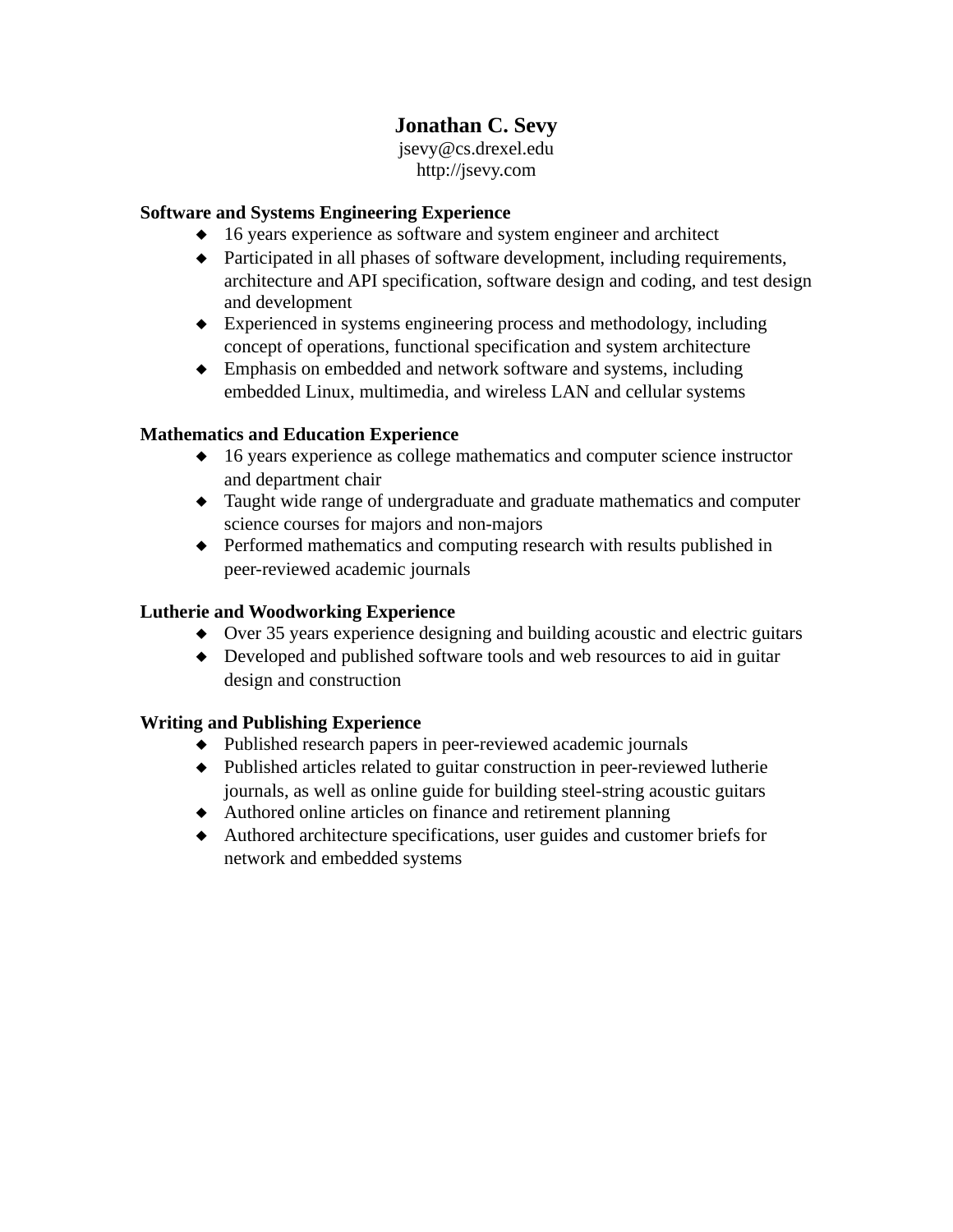# Jonathan C. Sevy

jsevy@cs.drexel.edu
http://jsevy.com

## Software and Systems Engineering Experience

- 16 years experience as software and system engineer and architect
- Participated in all phases of software development, including requirements, architecture and API specification, software design and coding, and test design and development
- Experienced in systems engineering process and methodology, including concept of operations, functional specification and system architecture
- Emphasis on embedded and network software and systems, including embedded Linux, multimedia, and wireless LAN and cellular systems

## Mathematics and Education Experience

- 16 years experience as college mathematics and computer science instructor and department chair
- Taught wide range of undergraduate and graduate mathematics and computer science courses for majors and non-majors
- Performed mathematics and computing research with results published in peer-reviewed academic journals

## Lutherie and Woodworking Experience

- Over 35 years experience designing and building acoustic and electric guitars
- Developed and published software tools and web resources to aid in guitar design and construction

## Writing and Publishing Experience

- Published research papers in peer-reviewed academic journals
- Published articles related to guitar construction in peer-reviewed lutherie journals, as well as online guide for building steel-string acoustic guitars
- Authored online articles on finance and retirement planning
- Authored architecture specifications, user guides and customer briefs for network and embedded systems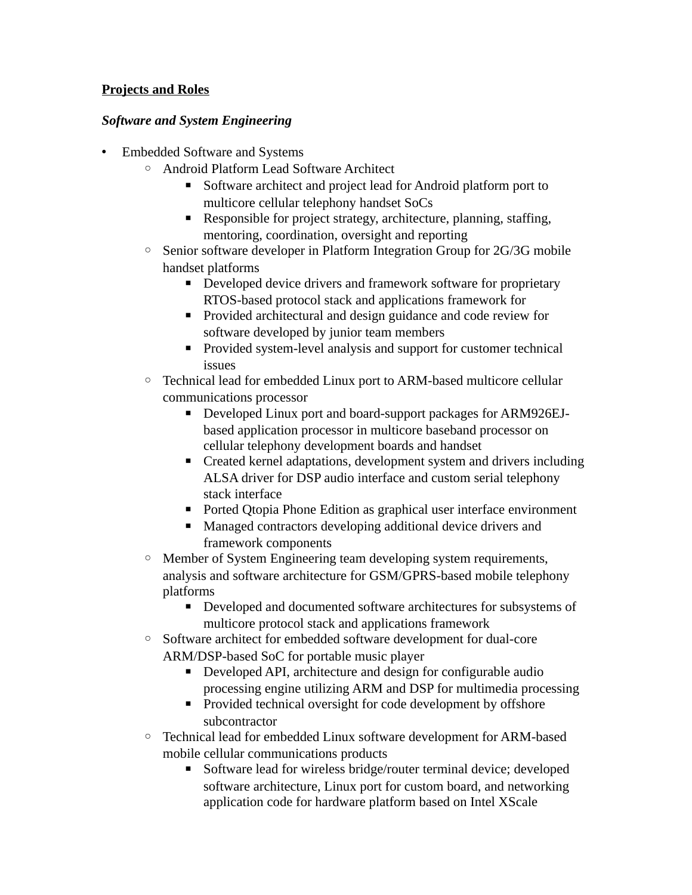**<u>Projects and Roles</u>**

***Software and System Engineering***

- Embedded Software and Systems
  - Android Platform Lead Software Architect
    - Software architect and project lead for Android platform port to multicore cellular telephony handset SoCs
    - Responsible for project strategy, architecture, planning, staffing, mentoring, coordination, oversight and reporting
  - Senior software developer in Platform Integration Group for 2G/3G mobile handset platforms
    - Developed device drivers and framework software for proprietary RTOS-based protocol stack and applications framework for
    - Provided architectural and design guidance and code review for software developed by junior team members
    - Provided system-level analysis and support for customer technical issues
  - Technical lead for embedded Linux port to ARM-based multicore cellular communications processor
    - Developed Linux port and board-support packages for ARM926EJ-based application processor in multicore baseband processor on cellular telephony development boards and handset
    - Created kernel adaptations, development system and drivers including ALSA driver for DSP audio interface and custom serial telephony stack interface
    - Ported Qtopia Phone Edition as graphical user interface environment
    - Managed contractors developing additional device drivers and framework components
  - Member of System Engineering team developing system requirements, analysis and software architecture for GSM/GPRS-based mobile telephony platforms
    - Developed and documented software architectures for subsystems of multicore protocol stack and applications framework
  - Software architect for embedded software development for dual-core ARM/DSP-based SoC for portable music player
    - Developed API, architecture and design for configurable audio processing engine utilizing ARM and DSP for multimedia processing
    - Provided technical oversight for code development by offshore subcontractor
  - Technical lead for embedded Linux software development for ARM-based mobile cellular communications products
    - Software lead for wireless bridge/router terminal device; developed software architecture, Linux port for custom board, and networking application code for hardware platform based on Intel XScale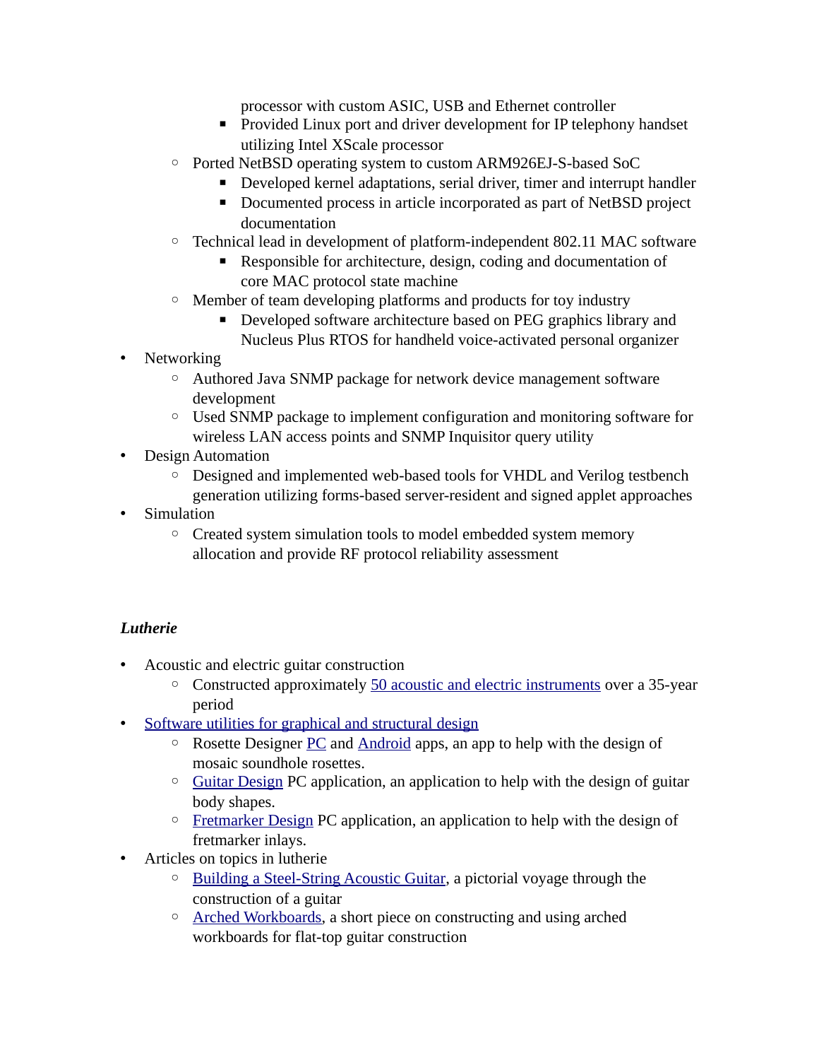- processor with custom ASIC, USB and Ethernet controller
        - Provided Linux port and driver development for IP telephony handset utilizing Intel XScale processor
    - Ported NetBSD operating system to custom ARM926EJ-S-based SoC
        - Developed kernel adaptations, serial driver, timer and interrupt handler
        - Documented process in article incorporated as part of NetBSD project documentation
    - Technical lead in development of platform-independent 802.11 MAC software
        - Responsible for architecture, design, coding and documentation of core MAC protocol state machine
    - Member of team developing platforms and products for toy industry
        - Developed software architecture based on PEG graphics library and Nucleus Plus RTOS for handheld voice-activated personal organizer
- Networking
    - Authored Java SNMP package for network device management software development
    - Used SNMP package to implement configuration and monitoring software for wireless LAN access points and SNMP Inquisitor query utility
- Design Automation
    - Designed and implemented web-based tools for VHDL and Verilog testbench generation utilizing forms-based server-resident and signed applet approaches
- Simulation
    - Created system simulation tools to model embedded system memory allocation and provide RF protocol reliability assessment

***Lutherie***

- Acoustic and electric guitar construction
    - Constructed approximately 50 acoustic and electric instruments over a 35-year period
- Software utilities for graphical and structural design
    - Rosette Designer PC and Android apps, an app to help with the design of mosaic soundhole rosettes.
    - Guitar Design PC application, an application to help with the design of guitar body shapes.
    - Fretmarker Design PC application, an application to help with the design of fretmarker inlays.
- Articles on topics in lutherie
    - Building a Steel-String Acoustic Guitar, a pictorial voyage through the construction of a guitar
    - Arched Workboards, a short piece on constructing and using arched workboards for flat-top guitar construction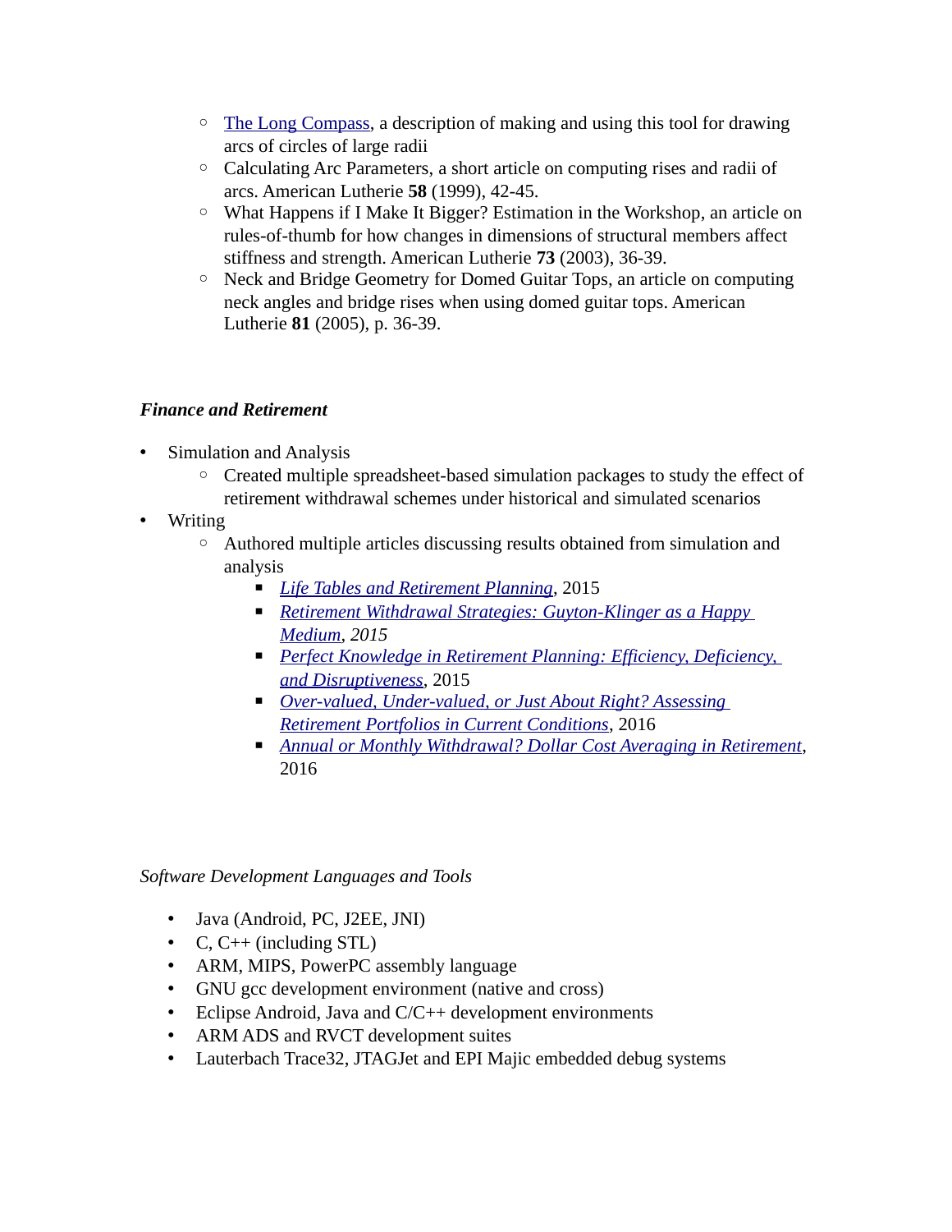- The Long Compass, a description of making and using this tool for drawing arcs of circles of large radii
  - Calculating Arc Parameters, a short article on computing rises and radii of arcs. American Lutherie **58** (1999), 42-45.
  - What Happens if I Make It Bigger? Estimation in the Workshop, an article on rules-of-thumb for how changes in dimensions of structural members affect stiffness and strength. American Lutherie **73** (2003), 36-39.
  - Neck and Bridge Geometry for Domed Guitar Tops, an article on computing neck angles and bridge rises when using domed guitar tops. American Lutherie **81** (2005), p. 36-39.

***Finance and Retirement***

- Simulation and Analysis
  - Created multiple spreadsheet-based simulation packages to study the effect of retirement withdrawal schemes under historical and simulated scenarios
- Writing
  - Authored multiple articles discussing results obtained from simulation and analysis
    - *Life Tables and Retirement Planning*, 2015
    - *Retirement Withdrawal Strategies: Guyton-Klinger as a Happy Medium, 2015*
    - *Perfect Knowledge in Retirement Planning: Efficiency, Deficiency, and Disruptiveness*, 2015
    - *Over-valued, Under-valued, or Just About Right? Assessing Retirement Portfolios in Current Conditions*, 2016
    - *Annual or Monthly Withdrawal? Dollar Cost Averaging in Retirement*, 2016

*Software Development Languages and Tools*

- Java (Android, PC, J2EE, JNI)
- C, C++ (including STL)
- ARM, MIPS, PowerPC assembly language
- GNU gcc development environment (native and cross)
- Eclipse Android, Java and C/C++ development environments
- ARM ADS and RVCT development suites
- Lauterbach Trace32, JTAGJet and EPI Majic embedded debug systems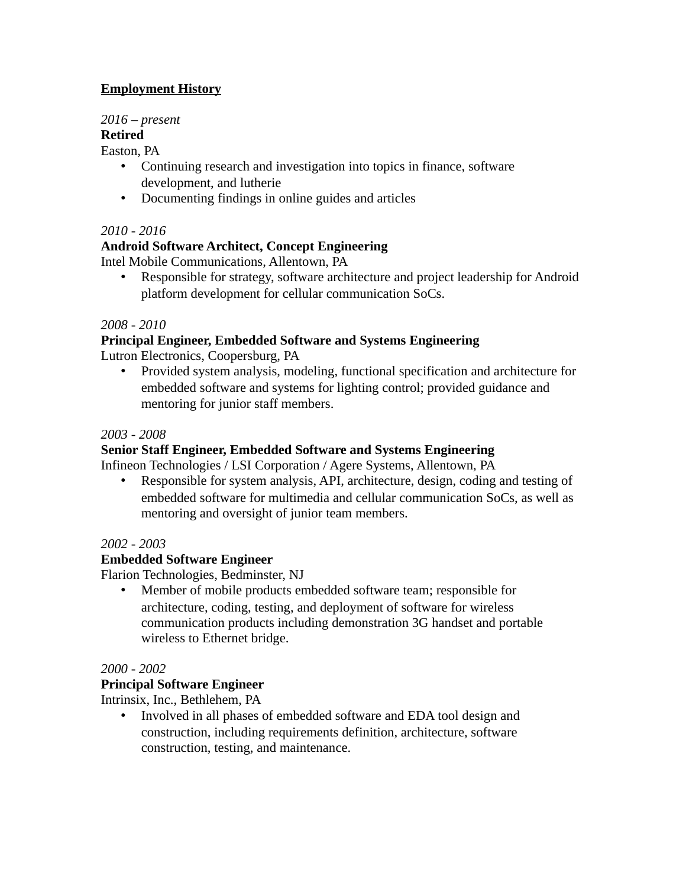## Employment History

*2016 – present*
**Retired**
Easton, PA

- Continuing research and investigation into topics in finance, software development, and lutherie
- Documenting findings in online guides and articles

*2010 - 2016*
**Android Software Architect, Concept Engineering**
Intel Mobile Communications, Allentown, PA

- Responsible for strategy, software architecture and project leadership for Android platform development for cellular communication SoCs.

*2008 - 2010*
**Principal Engineer, Embedded Software and Systems Engineering**
Lutron Electronics, Coopersburg, PA

- Provided system analysis, modeling, functional specification and architecture for embedded software and systems for lighting control; provided guidance and mentoring for junior staff members.

*2003 - 2008*
**Senior Staff Engineer, Embedded Software and Systems Engineering**
Infineon Technologies / LSI Corporation / Agere Systems, Allentown, PA

- Responsible for system analysis, API, architecture, design, coding and testing of embedded software for multimedia and cellular communication SoCs, as well as mentoring and oversight of junior team members.

*2002 - 2003*
**Embedded Software Engineer**
Flarion Technologies, Bedminster, NJ

- Member of mobile products embedded software team; responsible for architecture, coding, testing, and deployment of software for wireless communication products including demonstration 3G handset and portable wireless to Ethernet bridge.

*2000 - 2002*
**Principal Software Engineer**
Intrinsix, Inc., Bethlehem, PA

- Involved in all phases of embedded software and EDA tool design and construction, including requirements definition, architecture, software construction, testing, and maintenance.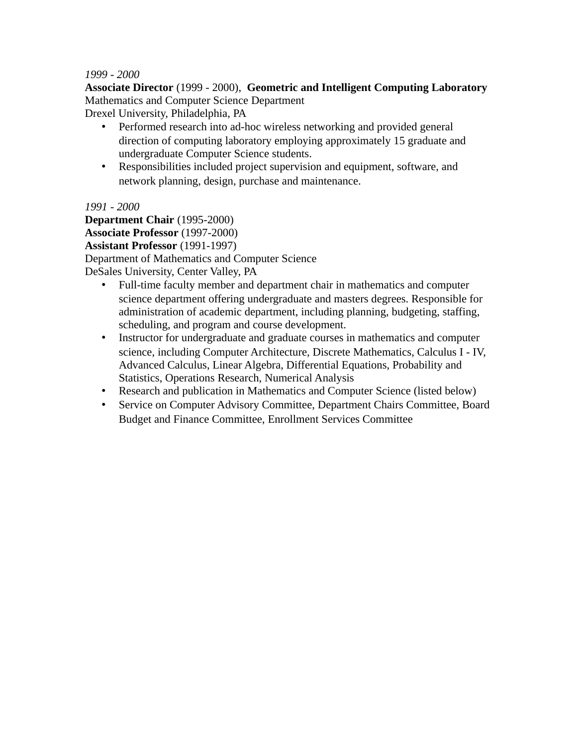*1999 - 2000*
**Associate Director** (1999 - 2000), **Geometric and Intelligent Computing Laboratory**
Mathematics and Computer Science Department
Drexel University, Philadelphia, PA

- Performed research into ad-hoc wireless networking and provided general direction of computing laboratory employing approximately 15 graduate and undergraduate Computer Science students.
- Responsibilities included project supervision and equipment, software, and network planning, design, purchase and maintenance.

*1991 - 2000*
**Department Chair** (1995-2000)
**Associate Professor** (1997-2000)
**Assistant Professor** (1991-1997)
Department of Mathematics and Computer Science
DeSales University, Center Valley, PA

- Full-time faculty member and department chair in mathematics and computer science department offering undergraduate and masters degrees. Responsible for administration of academic department, including planning, budgeting, staffing, scheduling, and program and course development.
- Instructor for undergraduate and graduate courses in mathematics and computer science, including Computer Architecture, Discrete Mathematics, Calculus I - IV, Advanced Calculus, Linear Algebra, Differential Equations, Probability and Statistics, Operations Research, Numerical Analysis
- Research and publication in Mathematics and Computer Science (listed below)
- Service on Computer Advisory Committee, Department Chairs Committee, Board Budget and Finance Committee, Enrollment Services Committee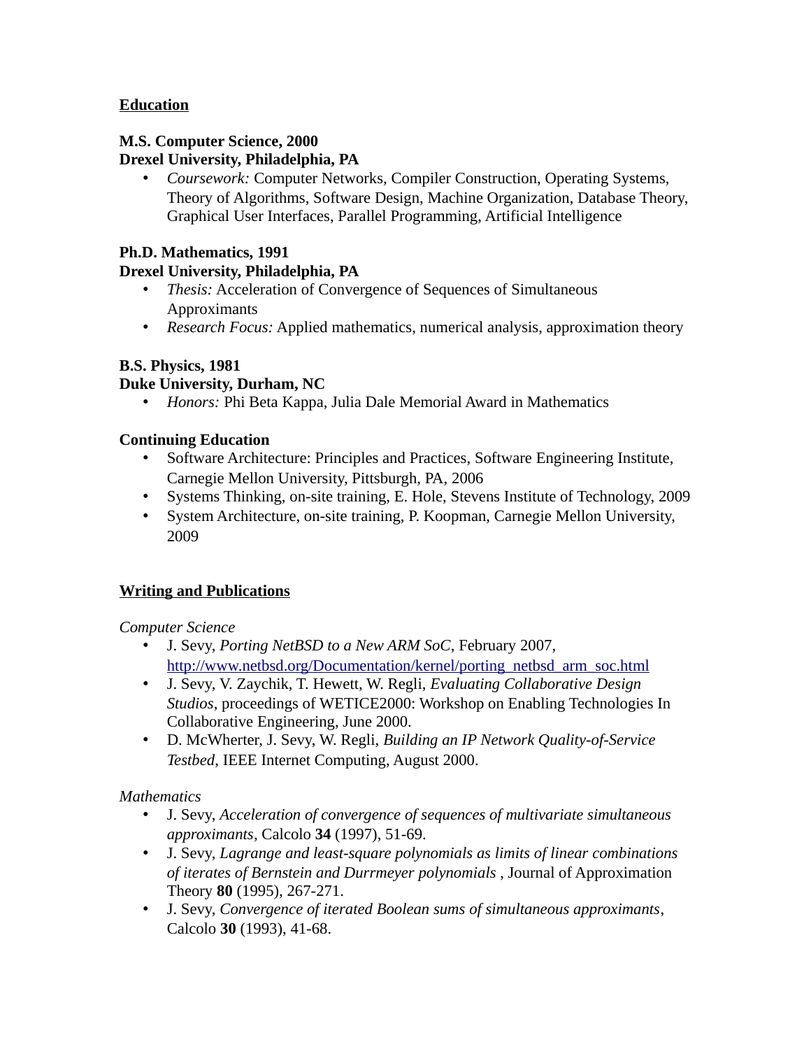## Education

**M.S. Computer Science, 2000**
**Drexel University, Philadelphia, PA**

- *Coursework:* Computer Networks, Compiler Construction, Operating Systems, Theory of Algorithms, Software Design, Machine Organization, Database Theory, Graphical User Interfaces, Parallel Programming, Artificial Intelligence

**Ph.D. Mathematics, 1991**
**Drexel University, Philadelphia, PA**

- *Thesis:* Acceleration of Convergence of Sequences of Simultaneous Approximants
- *Research Focus:* Applied mathematics, numerical analysis, approximation theory

**B.S. Physics, 1981**
**Duke University, Durham, NC**

- *Honors:* Phi Beta Kappa, Julia Dale Memorial Award in Mathematics

**Continuing Education**

- Software Architecture: Principles and Practices, Software Engineering Institute, Carnegie Mellon University, Pittsburgh, PA, 2006
- Systems Thinking, on-site training, E. Hole, Stevens Institute of Technology, 2009
- System Architecture, on-site training, P. Koopman, Carnegie Mellon University, 2009

## Writing and Publications

*Computer Science*

- J. Sevy, *Porting NetBSD to a New ARM SoC*, February 2007, [http://www.netbsd.org/Documentation/kernel/porting_netbsd_arm_soc.html](http://www.netbsd.org/Documentation/kernel/porting_netbsd_arm_soc.html)
- J. Sevy, V. Zaychik, T. Hewett, W. Regli, *Evaluating Collaborative Design Studios*, proceedings of WETICE2000: Workshop on Enabling Technologies In Collaborative Engineering, June 2000.
- D. McWherter, J. Sevy, W. Regli, *Building an IP Network Quality-of-Service Testbed*, IEEE Internet Computing, August 2000.

*Mathematics*

- J. Sevy, *Acceleration of convergence of sequences of multivariate simultaneous approximants*, Calcolo **34** (1997), 51-69.
- J. Sevy, *Lagrange and least-square polynomials as limits of linear combinations of iterates of Bernstein and Durrmeyer polynomials* , Journal of Approximation Theory **80** (1995), 267-271.
- J. Sevy, *Convergence of iterated Boolean sums of simultaneous approximants*, Calcolo **30** (1993), 41-68.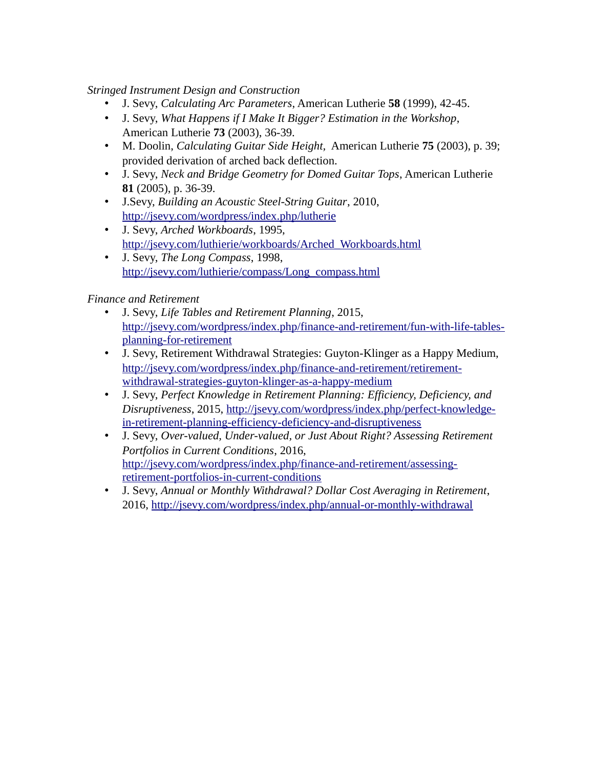*Stringed Instrument Design and Construction*

- J. Sevy, *Calculating Arc Parameters*, American Lutherie **58** (1999), 42-45.
- J. Sevy, *What Happens if I Make It Bigger? Estimation in the Workshop*, American Lutherie **73** (2003), 36-39.
- M. Doolin, *Calculating Guitar Side Height*, American Lutherie **75** (2003), p. 39; provided derivation of arched back deflection.
- J. Sevy, *Neck and Bridge Geometry for Domed Guitar Tops*, American Lutherie **81** (2005), p. 36-39.
- J.Sevy, *Building an Acoustic Steel-String Guitar*, 2010, [http://jsevy.com/wordpress/index.php/lutherie](http://jsevy.com/wordpress/index.php/lutherie)
- J. Sevy, *Arched Workboards*, 1995, [http://jsevy.com/luthierie/workboards/Arched_Workboards.html](http://jsevy.com/luthierie/workboards/Arched_Workboards.html)
- J. Sevy, *The Long Compass*, 1998, [http://jsevy.com/luthierie/compass/Long_compass.html](http://jsevy.com/luthierie/compass/Long_compass.html)

*Finance and Retirement*

- J. Sevy, *Life Tables and Retirement Planning*, 2015, [http://jsevy.com/wordpress/index.php/finance-and-retirement/fun-with-life-tables-planning-for-retirement](http://jsevy.com/wordpress/index.php/finance-and-retirement/fun-with-life-tables-planning-for-retirement)
- J. Sevy, Retirement Withdrawal Strategies: Guyton-Klinger as a Happy Medium, [http://jsevy.com/wordpress/index.php/finance-and-retirement/retirement-withdrawal-strategies-guyton-klinger-as-a-happy-medium](http://jsevy.com/wordpress/index.php/finance-and-retirement/retirement-withdrawal-strategies-guyton-klinger-as-a-happy-medium)
- J. Sevy, *Perfect Knowledge in Retirement Planning: Efficiency, Deficiency, and Disruptiveness*, 2015, [http://jsevy.com/wordpress/index.php/perfect-knowledge-in-retirement-planning-efficiency-deficiency-and-disruptiveness](http://jsevy.com/wordpress/index.php/perfect-knowledge-in-retirement-planning-efficiency-deficiency-and-disruptiveness)
- J. Sevy, *Over-valued, Under-valued, or Just About Right? Assessing Retirement Portfolios in Current Conditions*, 2016, [http://jsevy.com/wordpress/index.php/finance-and-retirement/assessing-retirement-portfolios-in-current-conditions](http://jsevy.com/wordpress/index.php/finance-and-retirement/assessing-retirement-portfolios-in-current-conditions)
- J. Sevy, *Annual or Monthly Withdrawal? Dollar Cost Averaging in Retirement*, 2016, [http://jsevy.com/wordpress/index.php/annual-or-monthly-withdrawal](http://jsevy.com/wordpress/index.php/annual-or-monthly-withdrawal)